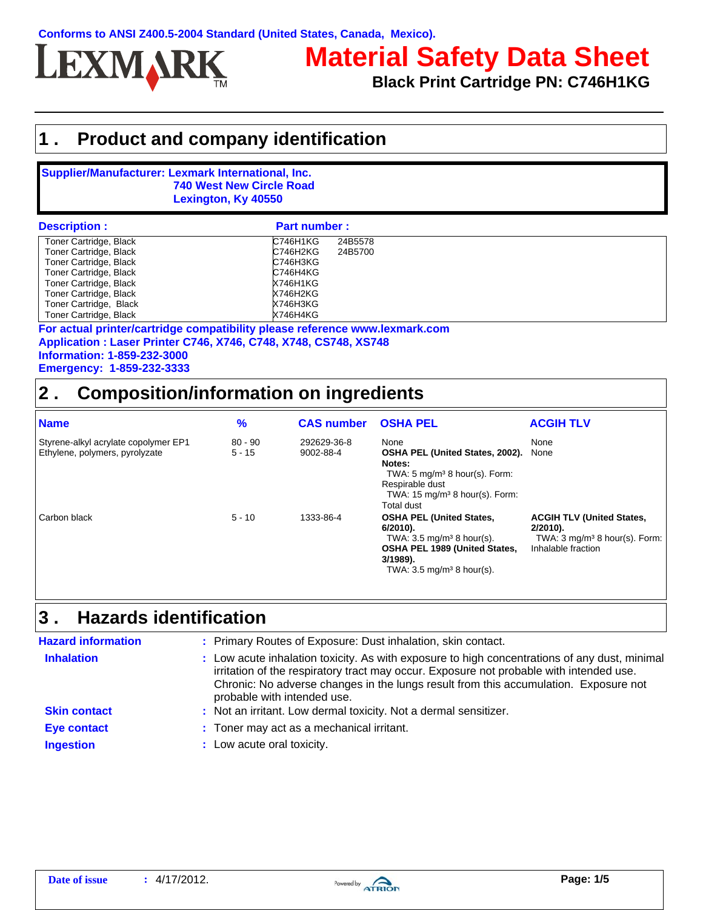Conforms to ANSI Z400.5-2004 Standard (United States, Canada, Mexico).

LEXMARK

# Material Safety Data Sheet

**Black Print Cartridge PN: C746H1KG**

## 1 . Product and company identification

**Supplier/Manufacturer: Lexmark International, Inc.**
**740 West New Circle Road**
**Lexington, Ky 40550**

| Description : | Part number : | |
|---|---|---|
| Toner Cartridge, Black | C746H1KG | 24B5578 |
| Toner Cartridge, Black | C746H2KG | 24B5700 |
| Toner Cartridge, Black | C746H3KG | |
| Toner Cartridge, Black | C746H4KG | |
| Toner Cartridge, Black | X746H1KG | |
| Toner Cartridge, Black | X746H2KG | |
| Toner Cartridge, Black | X746H3KG | |
| Toner Cartridge, Black | X746H4KG | |

**For actual printer/cartridge compatibility please reference www.lexmark.com**
**Application : Laser Printer C746, X746, C748, X748, CS748, XS748**
**Information: 1-859-232-3000**
**Emergency: 1-859-232-3333**

## 2 . Composition/information on ingredients

| Name | % | CAS number | OSHA PEL | ACGIH TLV |
|---|---|---|---|---|
| Styrene-alkyl acrylate copolymer EP1 | 80 - 90 | 292629-36-8 | None | None |
| Ethylene, polymers, pyrolyzate | 5 - 15 | 9002-88-4 | **OSHA PEL (United States, 2002).** **Notes:** TWA: 5 mg/m³ 8 hour(s). Form: Respirable dust TWA: 15 mg/m³ 8 hour(s). Form: Total dust | None |
| Carbon black | 5 - 10 | 1333-86-4 | **OSHA PEL (United States, 6/2010).** TWA: 3.5 mg/m³ 8 hour(s). **OSHA PEL 1989 (United States, 3/1989).** TWA: 3.5 mg/m³ 8 hour(s). | **ACGIH TLV (United States, 2/2010).** TWA: 3 mg/m³ 8 hour(s). Form: Inhalable fraction |

## 3 . Hazards identification

**Hazard information** : Primary Routes of Exposure: Dust inhalation, skin contact.

**Inhalation** : Low acute inhalation toxicity. As with exposure to high concentrations of any dust, minimal irritation of the respiratory tract may occur. Exposure not probable with intended use. Chronic: No adverse changes in the lungs result from this accumulation. Exposure not probable with intended use.

**Skin contact** : Not an irritant. Low dermal toxicity. Not a dermal sensitizer.

**Eye contact** : Toner may act as a mechanical irritant.

**Ingestion** : Low acute oral toxicity.

**Date of issue** : 4/17/2012.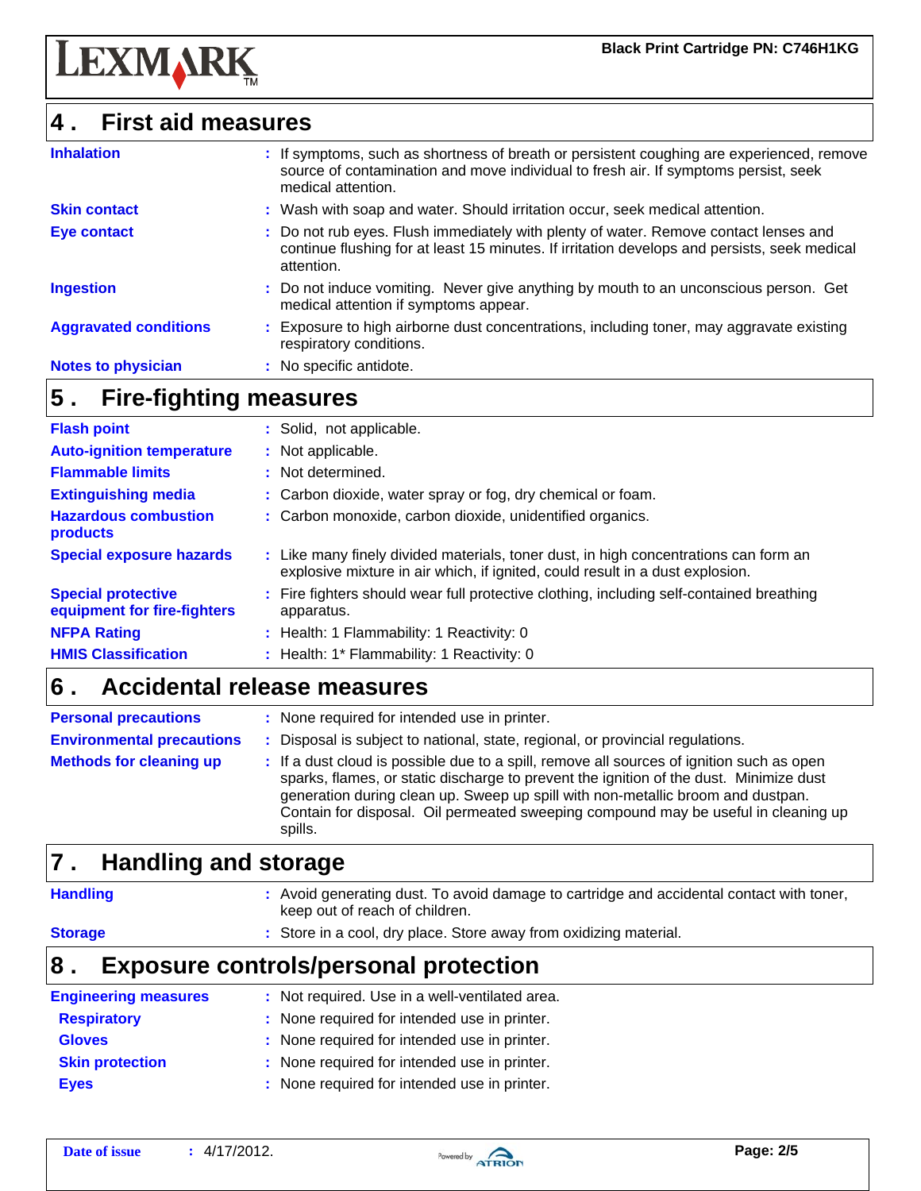## 4 . First aid measures

| | |
|---|---|
| **Inhalation** | If symptoms, such as shortness of breath or persistent coughing are experienced, remove source of contamination and move individual to fresh air. If symptoms persist, seek medical attention. |
| **Skin contact** | Wash with soap and water. Should irritation occur, seek medical attention. |
| **Eye contact** | Do not rub eyes. Flush immediately with plenty of water. Remove contact lenses and continue flushing for at least 15 minutes. If irritation develops and persists, seek medical attention. |
| **Ingestion** | Do not induce vomiting. Never give anything by mouth to an unconscious person. Get medical attention if symptoms appear. |
| **Aggravated conditions** | Exposure to high airborne dust concentrations, including toner, may aggravate existing respiratory conditions. |
| **Notes to physician** | No specific antidote. |

## 5 . Fire-fighting measures

| | |
|---|---|
| **Flash point** | Solid, not applicable. |
| **Auto-ignition temperature** | Not applicable. |
| **Flammable limits** | Not determined. |
| **Extinguishing media** | Carbon dioxide, water spray or fog, dry chemical or foam. |
| **Hazardous combustion products** | Carbon monoxide, carbon dioxide, unidentified organics. |
| **Special exposure hazards** | Like many finely divided materials, toner dust, in high concentrations can form an explosive mixture in air which, if ignited, could result in a dust explosion. |
| **Special protective equipment for fire-fighters** | Fire fighters should wear full protective clothing, including self-contained breathing apparatus. |
| **NFPA Rating** | Health: 1 Flammability: 1 Reactivity: 0 |
| **HMIS Classification** | Health: 1* Flammability: 1 Reactivity: 0 |

## 6 . Accidental release measures

| | |
|---|---|
| **Personal precautions** | None required for intended use in printer. |
| **Environmental precautions** | Disposal is subject to national, state, regional, or provincial regulations. |
| **Methods for cleaning up** | If a dust cloud is possible due to a spill, remove all sources of ignition such as open sparks, flames, or static discharge to prevent the ignition of the dust. Minimize dust generation during clean up. Sweep up spill with non-metallic broom and dustpan. Contain for disposal. Oil permeated sweeping compound may be useful in cleaning up spills. |

## 7 . Handling and storage

| | |
|---|---|
| **Handling** | Avoid generating dust. To avoid damage to cartridge and accidental contact with toner, keep out of reach of children. |
| **Storage** | Store in a cool, dry place. Store away from oxidizing material. |

## 8 . Exposure controls/personal protection

| | |
|---|---|
| **Engineering measures** | Not required. Use in a well-ventilated area. |
| **Respiratory** | None required for intended use in printer. |
| **Gloves** | None required for intended use in printer. |
| **Skin protection** | None required for intended use in printer. |
| **Eyes** | None required for intended use in printer. |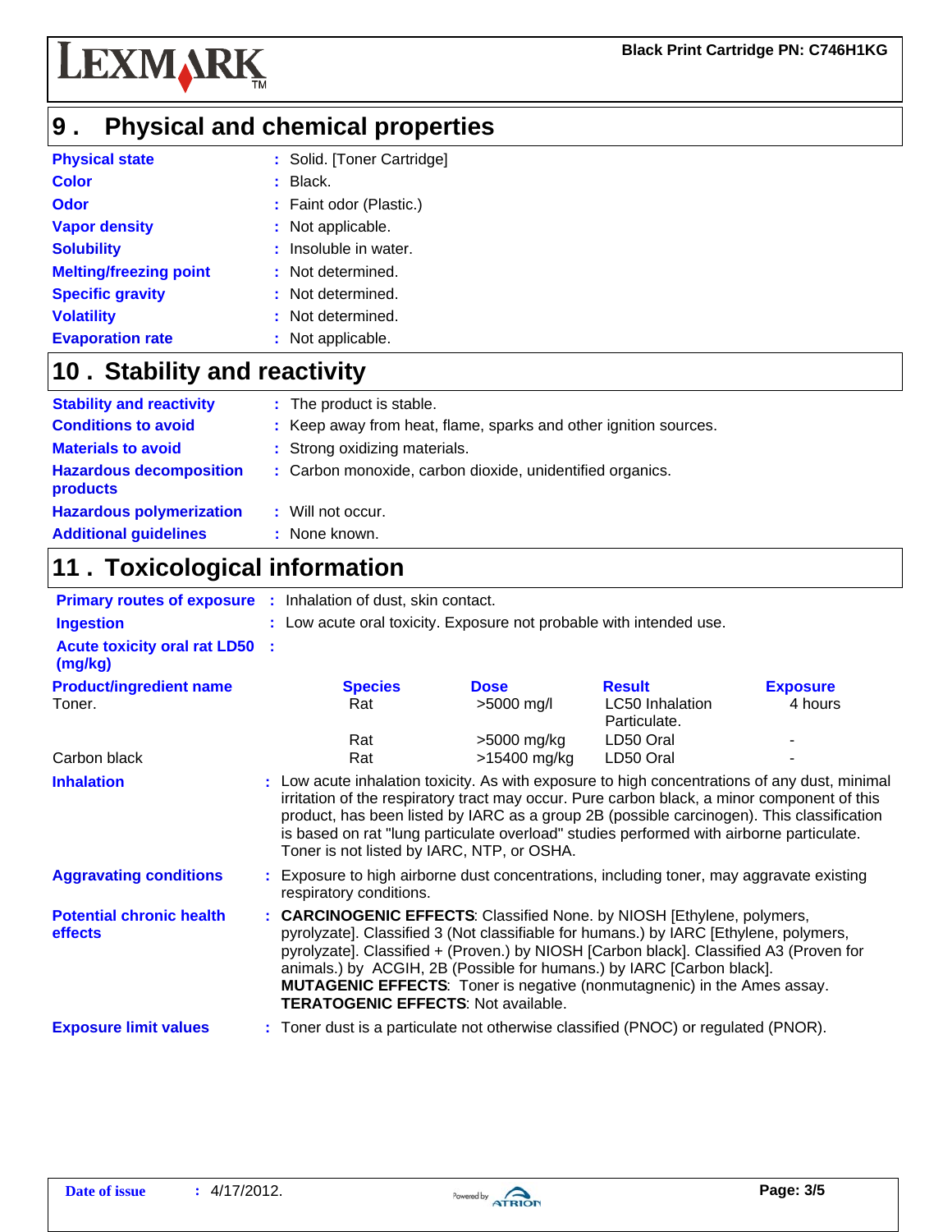## 9 . Physical and chemical properties

**Physical state** : Solid. [Toner Cartridge]
**Color** : Black.
**Odor** : Faint odor (Plastic.)
**Vapor density** : Not applicable.
**Solubility** : Insoluble in water.
**Melting/freezing point** : Not determined.
**Specific gravity** : Not determined.
**Volatility** : Not determined.
**Evaporation rate** : Not applicable.

## 10 . Stability and reactivity

**Stability and reactivity** : The product is stable.
**Conditions to avoid** : Keep away from heat, flame, sparks and other ignition sources.
**Materials to avoid** : Strong oxidizing materials.
**Hazardous decomposition products** : Carbon monoxide, carbon dioxide, unidentified organics.
**Hazardous polymerization** : Will not occur.
**Additional guidelines** : None known.

## 11 . Toxicological information

**Primary routes of exposure** : Inhalation of dust, skin contact.
**Ingestion** : Low acute oral toxicity. Exposure not probable with intended use.
**Acute toxicity oral rat LD50 (mg/kg)** :

| Product/ingredient name | Species | Dose | Result | Exposure |
|---|---|---|---|---|
| Toner. | Rat | >5000 mg/l | LC50 Inhalation Particulate. | 4 hours |
| | Rat | >5000 mg/kg | LD50 Oral | - |
| Carbon black | Rat | >15400 mg/kg | LD50 Oral | - |

**Inhalation** : Low acute inhalation toxicity. As with exposure to high concentrations of any dust, minimal irritation of the respiratory tract may occur. Pure carbon black, a minor component of this product, has been listed by IARC as a group 2B (possible carcinogen). This classification is based on rat "lung particulate overload" studies performed with airborne particulate. Toner is not listed by IARC, NTP, or OSHA.

**Aggravating conditions** : Exposure to high airborne dust concentrations, including toner, may aggravate existing respiratory conditions.

**Potential chronic health effects** : **CARCINOGENIC EFFECTS**: Classified None. by NIOSH [Ethylene, polymers, pyrolyzate]. Classified 3 (Not classifiable for humans.) by IARC [Ethylene, polymers, pyrolyzate]. Classified + (Proven.) by NIOSH [Carbon black]. Classified A3 (Proven for animals.) by ACGIH, 2B (Possible for humans.) by IARC [Carbon black].
**MUTAGENIC EFFECTS**: Toner is negative (nonmutagnenic) in the Ames assay.
**TERATOGENIC EFFECTS**: Not available.

**Exposure limit values** : Toner dust is a particulate not otherwise classified (PNOC) or regulated (PNOR).

**Date of issue** : 4/17/2012.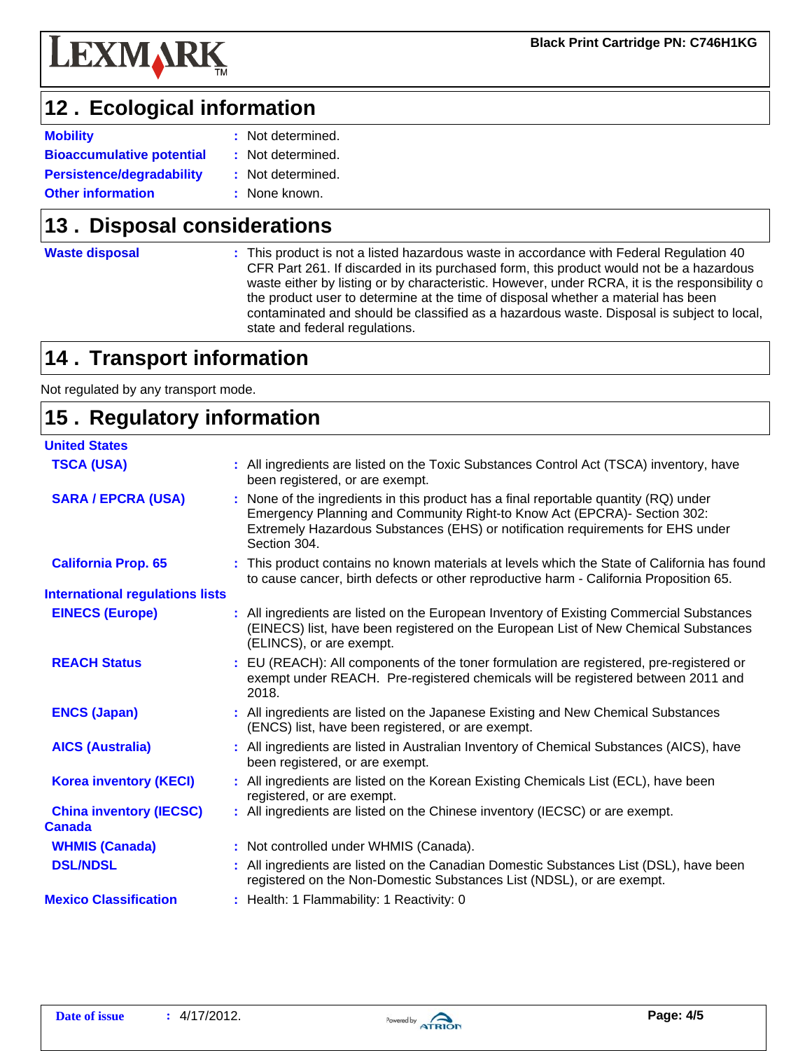## 12 . Ecological information

| | |
|---|---|
| **Mobility** | : Not determined. |
| **Bioaccumulative potential** | : Not determined. |
| **Persistence/degradability** | : Not determined. |
| **Other information** | : None known. |

## 13 . Disposal considerations

| | |
|---|---|
| **Waste disposal** | : This product is not a listed hazardous waste in accordance with Federal Regulation 40 CFR Part 261. If discarded in its purchased form, this product would not be a hazardous waste either by listing or by characteristic. However, under RCRA, it is the responsibility o the product user to determine at the time of disposal whether a material has been contaminated and should be classified as a hazardous waste. Disposal is subject to local, state and federal regulations. |

## 14 . Transport information

Not regulated by any transport mode.

## 15 . Regulatory information

**United States**

| | |
|---|---|
| **TSCA (USA)** | : All ingredients are listed on the Toxic Substances Control Act (TSCA) inventory, have been registered, or are exempt. |
| **SARA / EPCRA (USA)** | : None of the ingredients in this product has a final reportable quantity (RQ) under Emergency Planning and Community Right-to Know Act (EPCRA)- Section 302: Extremely Hazardous Substances (EHS) or notification requirements for EHS under Section 304. |
| **California Prop. 65** | : This product contains no known materials at levels which the State of California has found to cause cancer, birth defects or other reproductive harm - California Proposition 65. |

**International regulations lists**

| | |
|---|---|
| **EINECS (Europe)** | : All ingredients are listed on the European Inventory of Existing Commercial Substances (EINECS) list, have been registered on the European List of New Chemical Substances (ELINCS), or are exempt. |
| **REACH Status** | : EU (REACH): All components of the toner formulation are registered, pre-registered or exempt under REACH. Pre-registered chemicals will be registered between 2011 and 2018. |
| **ENCS (Japan)** | : All ingredients are listed on the Japanese Existing and New Chemical Substances (ENCS) list, have been registered, or are exempt. |
| **AICS (Australia)** | : All ingredients are listed in Australian Inventory of Chemical Substances (AICS), have been registered, or are exempt. |
| **Korea inventory (KECI)** | : All ingredients are listed on the Korean Existing Chemicals List (ECL), have been registered, or are exempt. |
| **China inventory (IECSC)** | : All ingredients are listed on the Chinese inventory (IECSC) or are exempt. |

**Canada**

| | |
|---|---|
| **WHMIS (Canada)** | : Not controlled under WHMIS (Canada). |
| **DSL/NDSL** | : All ingredients are listed on the Canadian Domestic Substances List (DSL), have been registered on the Non-Domestic Substances List (NDSL), or are exempt. |
| **Mexico Classification** | : Health: 1 Flammability: 1 Reactivity: 0 |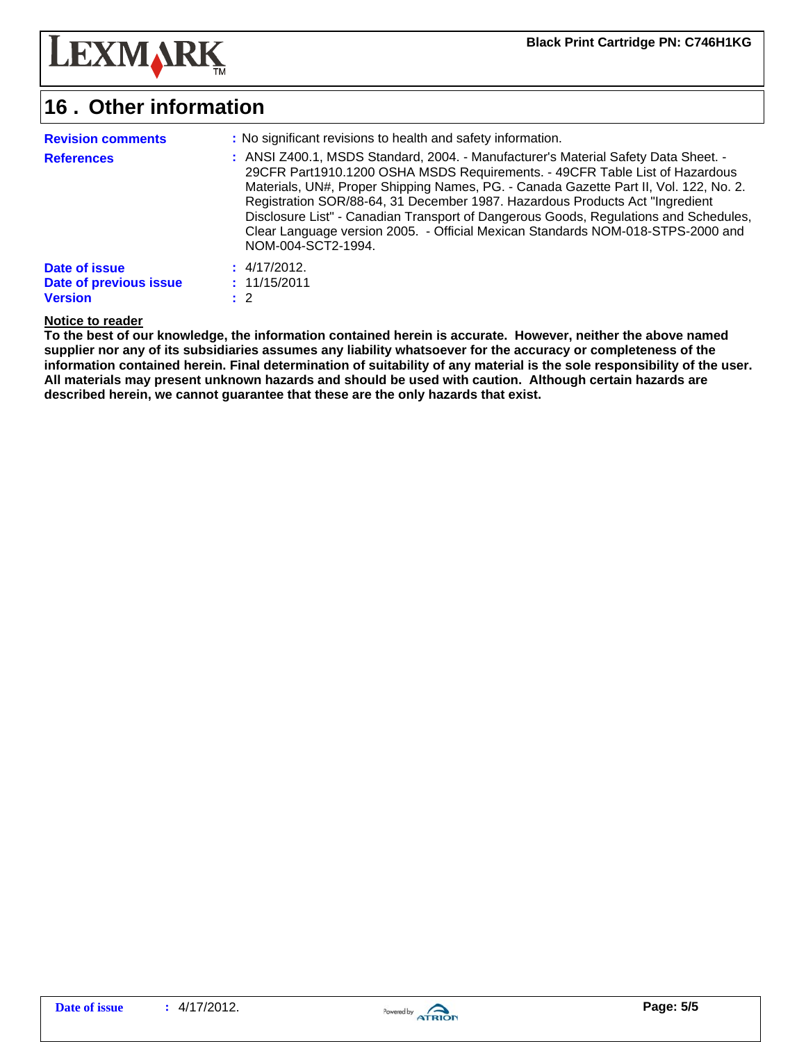## 16 . Other information

| | |
|---|---|
| **Revision comments** | : No significant revisions to health and safety information. |
| **References** | : ANSI Z400.1, MSDS Standard, 2004. - Manufacturer's Material Safety Data Sheet. - 29CFR Part1910.1200 OSHA MSDS Requirements. - 49CFR Table List of Hazardous Materials, UN#, Proper Shipping Names, PG. - Canada Gazette Part II, Vol. 122, No. 2. Registration SOR/88-64, 31 December 1987. Hazardous Products Act "Ingredient Disclosure List" - Canadian Transport of Dangerous Goods, Regulations and Schedules, Clear Language version 2005. - Official Mexican Standards NOM-018-STPS-2000 and NOM-004-SCT2-1994. |
| **Date of issue** | : 4/17/2012. |
| **Date of previous issue** | : 11/15/2011 |
| **Version** | : 2 |

**Notice to reader**

**To the best of our knowledge, the information contained herein is accurate. However, neither the above named supplier nor any of its subsidiaries assumes any liability whatsoever for the accuracy or completeness of the information contained herein. Final determination of suitability of any material is the sole responsibility of the user. All materials may present unknown hazards and should be used with caution. Although certain hazards are described herein, we cannot guarantee that these are the only hazards that exist.**